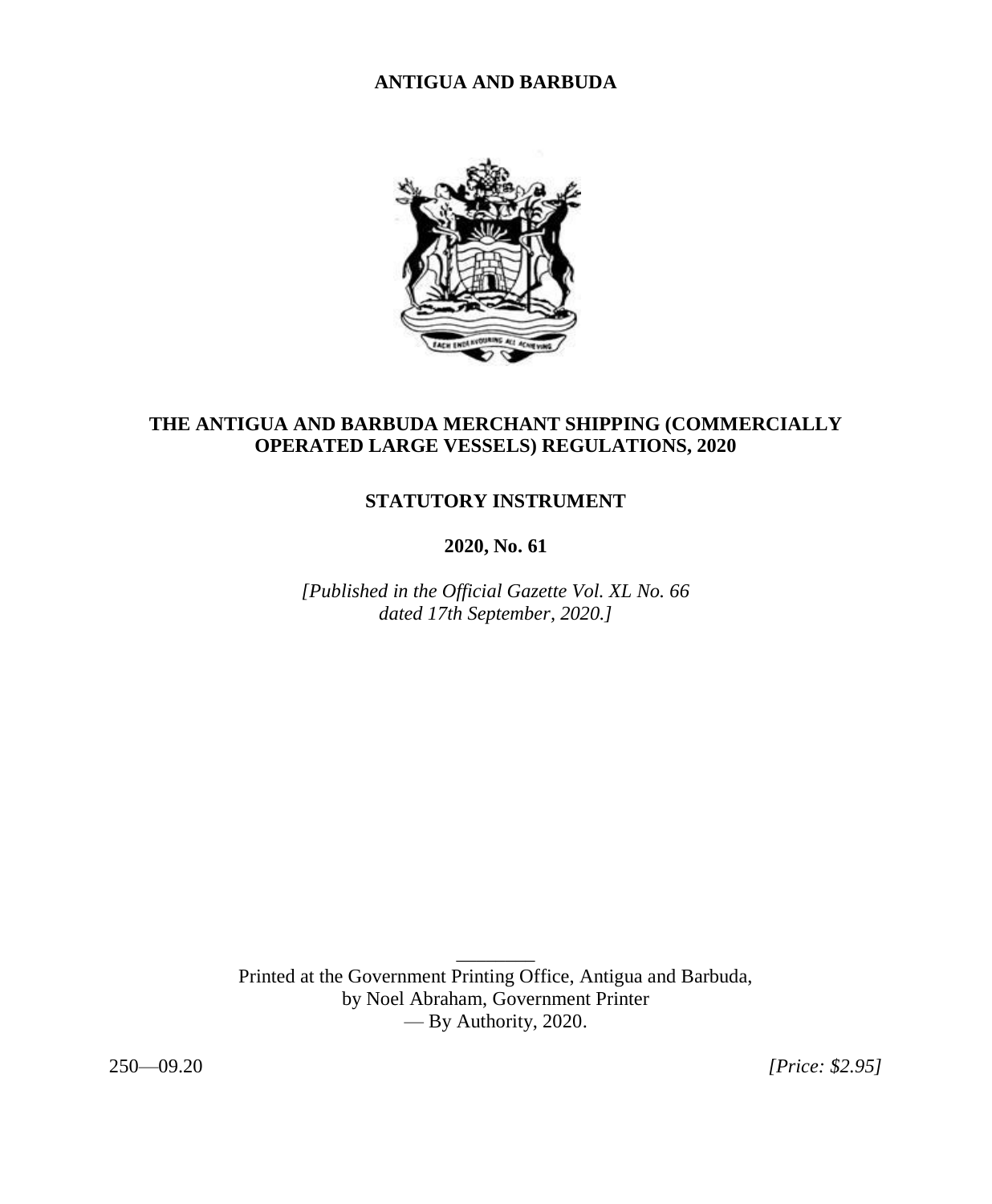**ANTIGUA AND BARBUDA**

# THE ANTIGUA AND BARBUDA MERCHANT SHIPPING (COMMERCIALLY OPERATED LARGE VESSELS) REGULATIONS, 2020

**STATUTORY INSTRUMENT**

**2020, No. 61**

*[Published in the Official Gazette Vol. XL No. 66 dated 17th September, 2020.]*

---

Printed at the Government Printing Office, Antigua and Barbuda,
by Noel Abraham, Government Printer
— By Authority, 2020.

250—09.20 *[Price: $2.95]*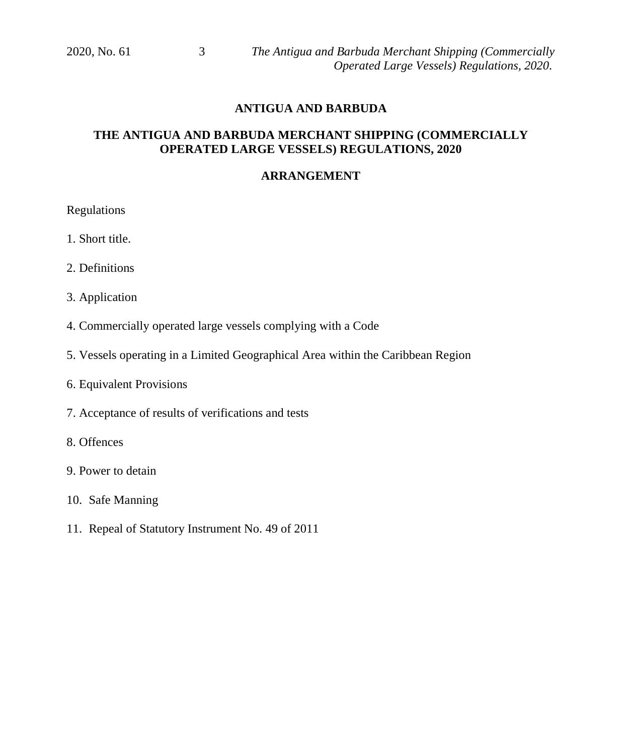# ANTIGUA AND BARBUDA

## THE ANTIGUA AND BARBUDA MERCHANT SHIPPING (COMMERCIALLY OPERATED LARGE VESSELS) REGULATIONS, 2020

### ARRANGEMENT

Regulations

1. Short title.

2. Definitions

3. Application

4. Commercially operated large vessels complying with a Code

5. Vessels operating in a Limited Geographical Area within the Caribbean Region

6. Equivalent Provisions

7. Acceptance of results of verifications and tests

8. Offences

9. Power to detain

10. Safe Manning

11. Repeal of Statutory Instrument No. 49 of 2011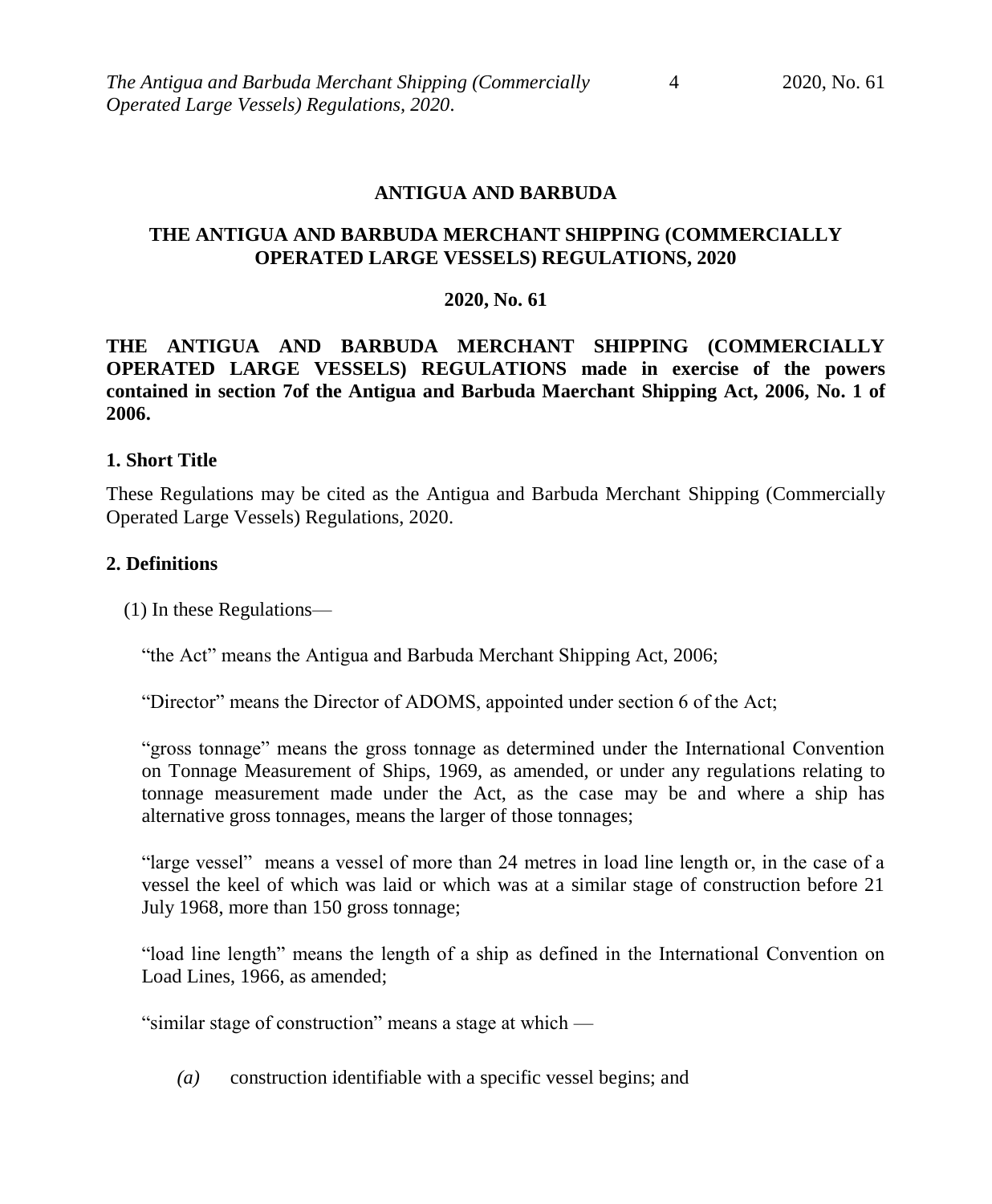**ANTIGUA AND BARBUDA**

**THE ANTIGUA AND BARBUDA MERCHANT SHIPPING (COMMERCIALLY OPERATED LARGE VESSELS) REGULATIONS, 2020**

**2020, No. 61**

**THE ANTIGUA AND BARBUDA MERCHANT SHIPPING (COMMERCIALLY OPERATED LARGE VESSELS) REGULATIONS made in exercise of the powers contained in section 7of the Antigua and Barbuda Maerchant Shipping Act, 2006, No. 1 of 2006.**

### 1. Short Title

These Regulations may be cited as the Antigua and Barbuda Merchant Shipping (Commercially Operated Large Vessels) Regulations, 2020.

### 2. Definitions

(1) In these Regulations—

"the Act" means the Antigua and Barbuda Merchant Shipping Act, 2006;

"Director" means the Director of ADOMS, appointed under section 6 of the Act;

"gross tonnage" means the gross tonnage as determined under the International Convention on Tonnage Measurement of Ships, 1969, as amended, or under any regulations relating to tonnage measurement made under the Act, as the case may be and where a ship has alternative gross tonnages, means the larger of those tonnages;

"large vessel" means a vessel of more than 24 metres in load line length or, in the case of a vessel the keel of which was laid or which was at a similar stage of construction before 21 July 1968, more than 150 gross tonnage;

"load line length" means the length of a ship as defined in the International Convention on Load Lines, 1966, as amended;

"similar stage of construction" means a stage at which —

*(a)* construction identifiable with a specific vessel begins; and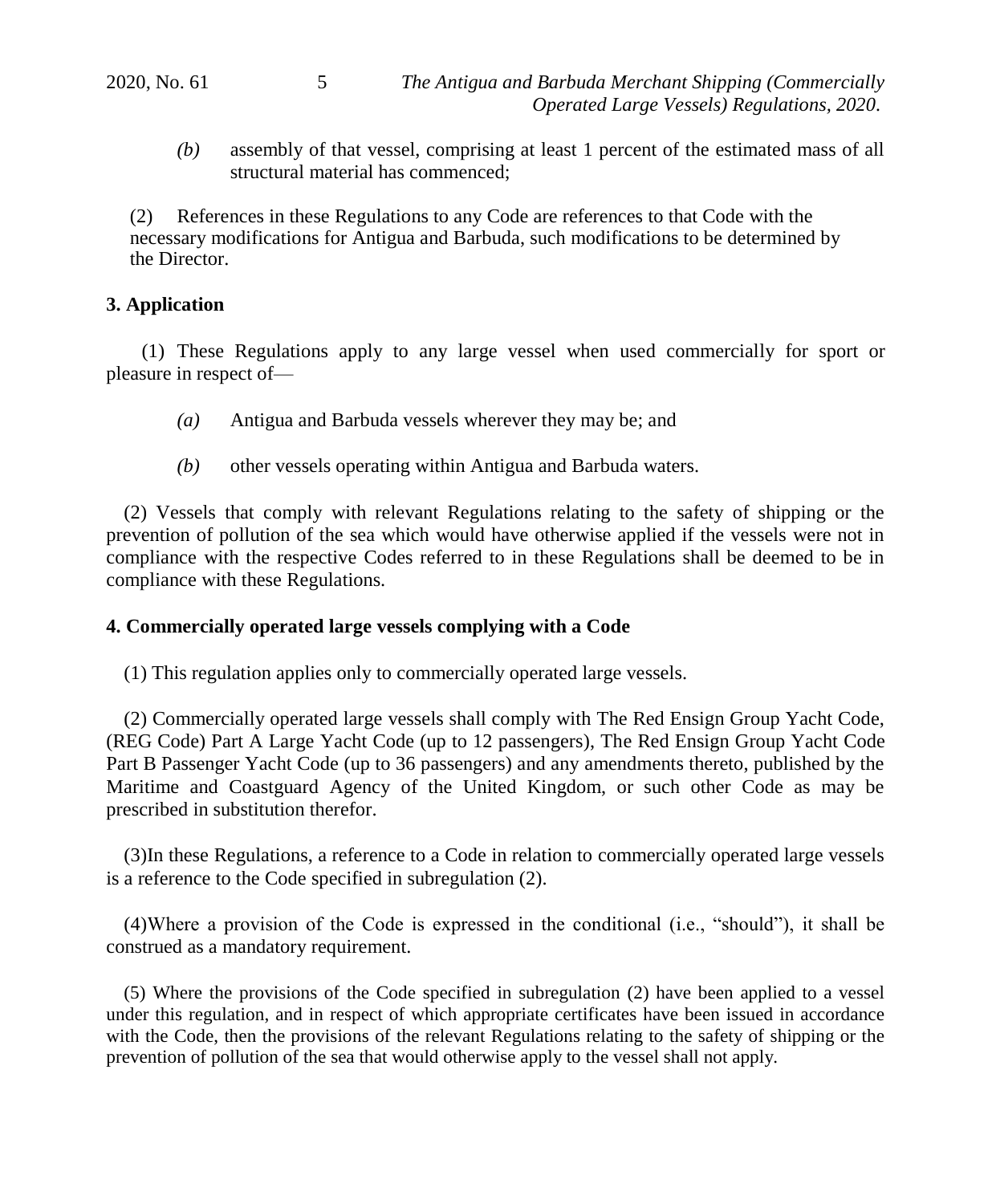*(b)* assembly of that vessel, comprising at least 1 percent of the estimated mass of all structural material has commenced;

(2) References in these Regulations to any Code are references to that Code with the necessary modifications for Antigua and Barbuda, such modifications to be determined by the Director.

## 3. Application

(1) These Regulations apply to any large vessel when used commercially for sport or pleasure in respect of—

*(a)* Antigua and Barbuda vessels wherever they may be; and

*(b)* other vessels operating within Antigua and Barbuda waters.

(2) Vessels that comply with relevant Regulations relating to the safety of shipping or the prevention of pollution of the sea which would have otherwise applied if the vessels were not in compliance with the respective Codes referred to in these Regulations shall be deemed to be in compliance with these Regulations.

## 4. Commercially operated large vessels complying with a Code

(1) This regulation applies only to commercially operated large vessels.

(2) Commercially operated large vessels shall comply with The Red Ensign Group Yacht Code, (REG Code) Part A Large Yacht Code (up to 12 passengers), The Red Ensign Group Yacht Code Part B Passenger Yacht Code (up to 36 passengers) and any amendments thereto, published by the Maritime and Coastguard Agency of the United Kingdom, or such other Code as may be prescribed in substitution therefor.

(3)In these Regulations, a reference to a Code in relation to commercially operated large vessels is a reference to the Code specified in subregulation (2).

(4)Where a provision of the Code is expressed in the conditional (i.e., "should"), it shall be construed as a mandatory requirement.

(5) Where the provisions of the Code specified in subregulation (2) have been applied to a vessel under this regulation, and in respect of which appropriate certificates have been issued in accordance with the Code, then the provisions of the relevant Regulations relating to the safety of shipping or the prevention of pollution of the sea that would otherwise apply to the vessel shall not apply.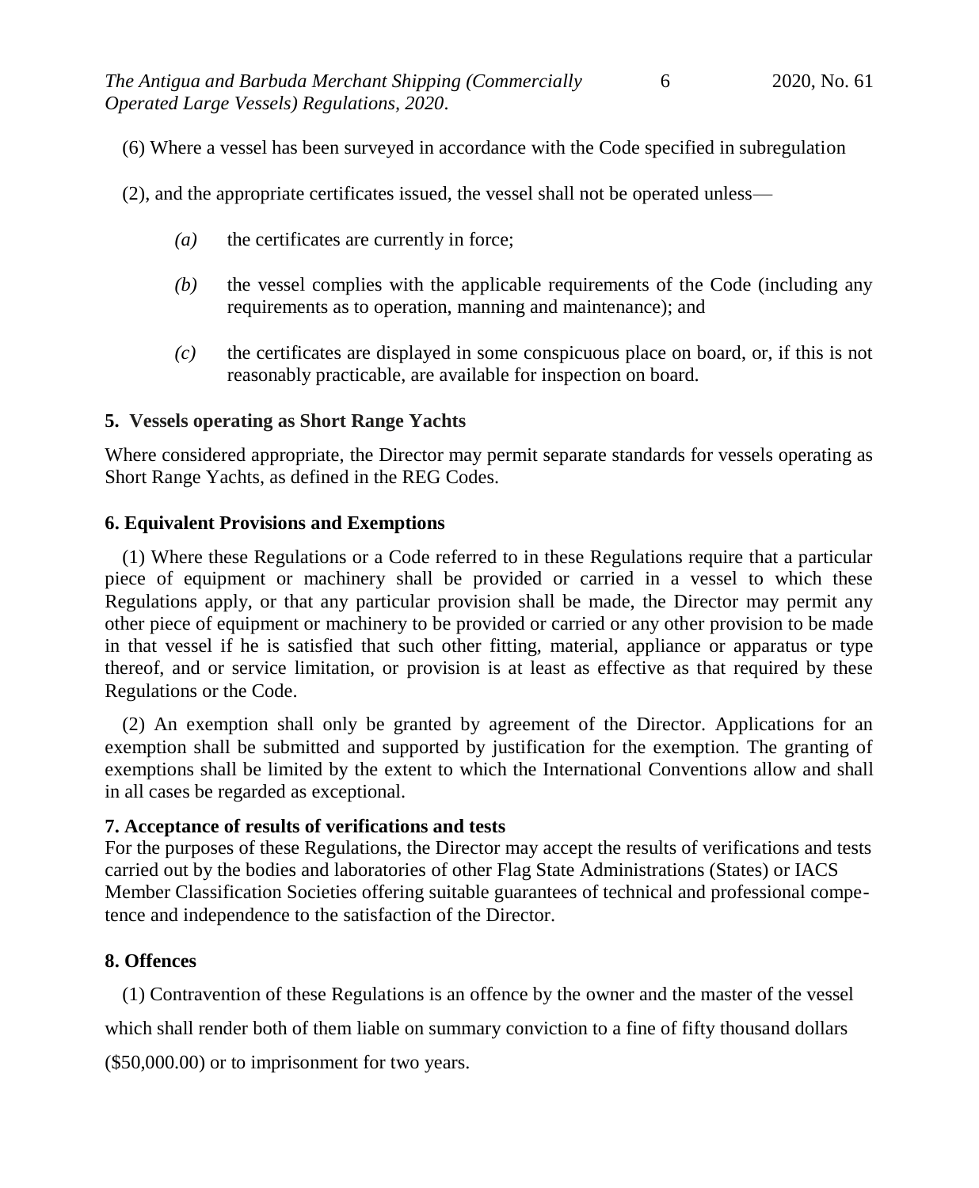(6) Where a vessel has been surveyed in accordance with the Code specified in subregulation (2), and the appropriate certificates issued, the vessel shall not be operated unless—

*(a)* the certificates are currently in force;

*(b)* the vessel complies with the applicable requirements of the Code (including any requirements as to operation, manning and maintenance); and

*(c)* the certificates are displayed in some conspicuous place on board, or, if this is not reasonably practicable, are available for inspection on board.

**5. Vessels operating as Short Range Yachts**

Where considered appropriate, the Director may permit separate standards for vessels operating as Short Range Yachts, as defined in the REG Codes.

**6. Equivalent Provisions and Exemptions**

(1) Where these Regulations or a Code referred to in these Regulations require that a particular piece of equipment or machinery shall be provided or carried in a vessel to which these Regulations apply, or that any particular provision shall be made, the Director may permit any other piece of equipment or machinery to be provided or carried or any other provision to be made in that vessel if he is satisfied that such other fitting, material, appliance or apparatus or type thereof, and or service limitation, or provision is at least as effective as that required by these Regulations or the Code.

(2) An exemption shall only be granted by agreement of the Director. Applications for an exemption shall be submitted and supported by justification for the exemption. The granting of exemptions shall be limited by the extent to which the International Conventions allow and shall in all cases be regarded as exceptional.

**7. Acceptance of results of verifications and tests**

For the purposes of these Regulations, the Director may accept the results of verifications and tests carried out by the bodies and laboratories of other Flag State Administrations (States) or IACS Member Classification Societies offering suitable guarantees of technical and professional competence and independence to the satisfaction of the Director.

**8. Offences**

(1) Contravention of these Regulations is an offence by the owner and the master of the vessel which shall render both of them liable on summary conviction to a fine of fifty thousand dollars ($50,000.00) or to imprisonment for two years.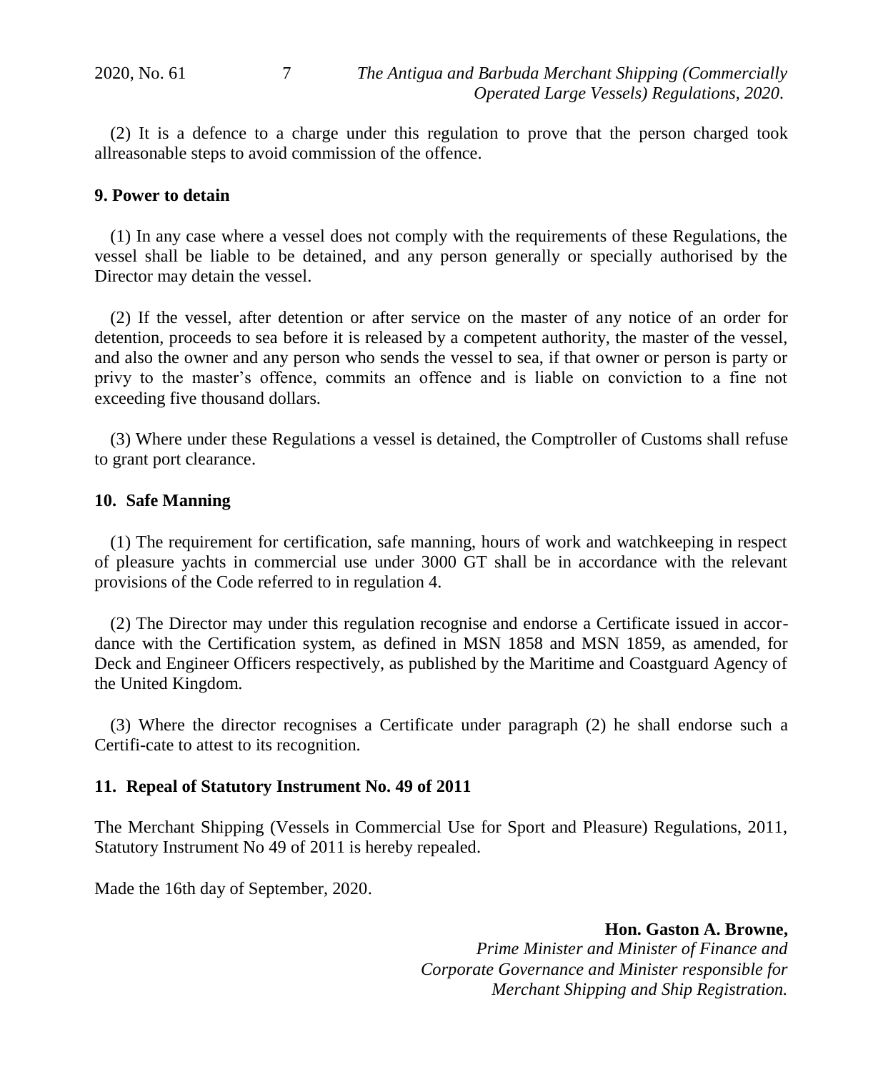(2) It is a defence to a charge under this regulation to prove that the person charged took allreasonable steps to avoid commission of the offence.

**9. Power to detain**

(1) In any case where a vessel does not comply with the requirements of these Regulations, the vessel shall be liable to be detained, and any person generally or specially authorised by the Director may detain the vessel.

(2) If the vessel, after detention or after service on the master of any notice of an order for detention, proceeds to sea before it is released by a competent authority, the master of the vessel, and also the owner and any person who sends the vessel to sea, if that owner or person is party or privy to the master's offence, commits an offence and is liable on conviction to a fine not exceeding five thousand dollars.

(3) Where under these Regulations a vessel is detained, the Comptroller of Customs shall refuse to grant port clearance.

**10. Safe Manning**

(1) The requirement for certification, safe manning, hours of work and watchkeeping in respect of pleasure yachts in commercial use under 3000 GT shall be in accordance with the relevant provisions of the Code referred to in regulation 4.

(2) The Director may under this regulation recognise and endorse a Certificate issued in accordance with the Certification system, as defined in MSN 1858 and MSN 1859, as amended, for Deck and Engineer Officers respectively, as published by the Maritime and Coastguard Agency of the United Kingdom.

(3) Where the director recognises a Certificate under paragraph (2) he shall endorse such a Certifi-cate to attest to its recognition.

**11. Repeal of Statutory Instrument No. 49 of 2011**

The Merchant Shipping (Vessels in Commercial Use for Sport and Pleasure) Regulations, 2011, Statutory Instrument No 49 of 2011 is hereby repealed.

Made the 16th day of September, 2020.

**Hon. Gaston A. Browne,**
*Prime Minister and Minister of Finance and Corporate Governance and Minister responsible for Merchant Shipping and Ship Registration.*